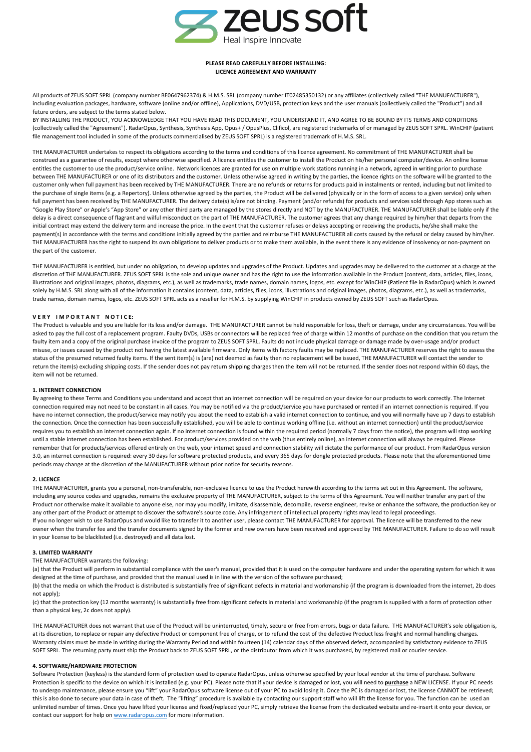**PLEASE READ CAREFULLY BEFORE INSTALLING:**
**LICENCE AGREEMENT AND WARRANTY**

All products of ZEUS SOFT SPRL (company number BE0647962374) & H.M.S. SRL (company number IT02485350132) or any affiliates (collectively called "THE MANUFACTURER"), including evaluation packages, hardware, software (online and/or offline), Applications, DVD/USB, protection keys and the user manuals (collectively called the "Product") and all future orders, are subject to the terms stated below.
BY INSTALLING THE PRODUCT, YOU ACKNOWLEDGE THAT YOU HAVE READ THIS DOCUMENT, YOU UNDERSTAND IT, AND AGREE TO BE BOUND BY ITS TERMS AND CONDITIONS (collectively called the "Agreement"). RadarOpus, Synthesis, Synthesis App, Opus+ / OpusPlus, Clificol, are registered trademarks of or managed by ZEUS SOFT SPRL. WinCHIP (patient file management tool included in some of the products commercialised by ZEUS SOFT SPRL) is a registered trademark of H.M.S. SRL.

THE MANUFACTURER undertakes to respect its obligations according to the terms and conditions of this licence agreement. No commitment of THE MANUFACTURER shall be construed as a guarantee of results, except where otherwise specified. A licence entitles the customer to install the Product on his/her personal computer/device. An online license entitles the customer to use the product/service online. Network licences are granted for use on multiple work stations running in a network, agreed in writing prior to purchase between THE MANUFACTURER or one of its distributors and the customer. Unless otherwise agreed in writing by the parties, the licence rights on the software will be granted to the customer only when full payment has been received by THE MANUFACTURER. There are no refunds or returns for products paid in instalments or rented, including but not limited to the purchase of single items (e.g. a Repertory). Unless otherwise agreed by the parties, the Product will be delivered (physically or in the form of access to a given service) only when full payment has been received by THE MANUFACTURER. The delivery date(s) is/are not binding. Payment (and/or refunds) for products and services sold through App stores such as "Google Play Store" or Apple's "App Store" or any other third party are managed by the stores directly and NOT by the MANUFACTURER. THE MANUFACTURER shall be liable only if the delay is a direct consequence of flagrant and wilful misconduct on the part of THE MANUFACTURER. The customer agrees that any change required by him/her that departs from the initial contract may extend the delivery term and increase the price. In the event that the customer refuses or delays accepting or receiving the products, he/she shall make the payment(s) in accordance with the terms and conditions initially agreed by the parties and reimburse THE MANUFACTURER all costs caused by the refusal or delay caused by him/her. THE MANUFACTURER has the right to suspend its own obligations to deliver products or to make them available, in the event there is any evidence of insolvency or non-payment on the part of the customer.

THE MANUFACTURER is entitled, but under no obligation, to develop updates and upgrades of the Product. Updates and upgrades may be delivered to the customer at a charge at the discretion of THE MANUFACTURER. ZEUS SOFT SPRL is the sole and unique owner and has the right to use the information available in the Product (content, data, articles, files, icons, illustrations and original images, photos, diagrams, etc.), as well as trademarks, trade names, domain names, logos, etc. except for WinCHIP (Patient file in RadarOpus) which is owned solely by H.M.S. SRL along with all of the information it contains (content, data, articles, files, icons, illustrations and original images, photos, diagrams, etc.), as well as trademarks, trade names, domain names, logos, etc. ZEUS SOFT SPRL acts as a reseller for H.M.S. by supplying WinCHIP in products owned by ZEUS SOFT such as RadarOpus.

**VERY IMPORTANT NOTICE:**

The Product is valuable and you are liable for its loss and/or damage. THE MANUFACTURER cannot be held responsible for loss, theft or damage, under any circumstances. You will be asked to pay the full cost of a replacement program. Faulty DVDs, USBs or connectors will be replaced free of charge within 12 months of purchase on the condition that you return the faulty item and a copy of the original purchase invoice of the program to ZEUS SOFT SPRL. Faults do not include physical damage or damage made by over-usage and/or product misuse, or issues caused by the product not having the latest available firmware. Only items with factory faults may be replaced. THE MANUFACTURER reserves the right to assess the status of the presumed returned faulty items. If the sent item(s) is (are) not deemed as faulty then no replacement will be issued, THE MANUFACTURER will contact the sender to return the item(s) excluding shipping costs. If the sender does not pay return shipping charges then the item will not be returned. If the sender does not respond within 60 days, the item will not be returned.

## 1. INTERNET CONNECTION

By agreeing to these Terms and Conditions you understand and accept that an internet connection will be required on your device for our products to work correctly. The Internet connection required may not need to be constant in all cases. You may be notified via the product/service you have purchased or rented if an internet connection is required. If you have no internet connection, the product/service may notify you about the need to establish a valid internet connection to continue, and you will normally have up 7 days to establish the connection. Once the connection has been successfully established, you will be able to continue working offline (i.e. without an internet connection) until the product/service requires you to establish an internet connection again. If no internet connection is found within the required period (normally 7 days from the notice), the program will stop working until a stable internet connection has been established. For product/services provided on the web (thus entirely online), an internet connection will always be required. Please remember that for products/services offered entirely on the web, your internet speed and connection stability will dictate the performance of our product. From RadarOpus version 3.0, an internet connection is required: every 30 days for software protected products, and every 365 days for dongle protected products. Please note that the aforementioned time periods may change at the discretion of the MANUFACTURER without prior notice for security reasons.

## 2. LICENCE

THE MANUFACTURER, grants you a personal, non-transferable, non-exclusive licence to use the Product herewith according to the terms set out in this Agreement. The software, including any source codes and upgrades, remains the exclusive property of THE MANUFACTURER, subject to the terms of this Agreement. You will neither transfer any part of the Product nor otherwise make it available to anyone else, nor may you modify, imitate, disassemble, decompile, reverse engineer, revise or enhance the software, the production key or any other part of the Product or attempt to discover the software's source code. Any infringement of intellectual property rights may lead to legal proceedings.
If you no longer wish to use RadarOpus and would like to transfer it to another user, please contact THE MANUFACTURER for approval. The licence will be transferred to the new owner when the transfer fee and the transfer documents signed by the former and new owners have been received and approved by THE MANUFACTURER. Failure to do so will result in your license to be blacklisted (i.e. destroyed) and all data lost.

## 3. LIMITED WARRANTY

THE MANUFACTURER warrants the following:

(a) that the Product will perform in substantial compliance with the user's manual, provided that it is used on the computer hardware and under the operating system for which it was designed at the time of purchase, and provided that the manual used is in line with the version of the software purchased;
(b) that the media on which the Product is distributed is substantially free of significant defects in material and workmanship (if the program is downloaded from the internet, 2b does not apply);
(c) that the protection key (12 months warranty) is substantially free from significant defects in material and workmanship (if the program is supplied with a form of protection other than a physical key, 2c does not apply).

THE MANUFACTURER does not warrant that use of the Product will be uninterrupted, timely, secure or free from errors, bugs or data failure. THE MANUFACTURER's sole obligation is, at its discretion, to replace or repair any defective Product or component free of charge, or to refund the cost of the defective Product less freight and normal handling charges. Warranty claims must be made in writing during the Warranty Period and within fourteen (14) calendar days of the observed defect, accompanied by satisfactory evidence to ZEUS SOFT SPRL. The returning party must ship the Product back to ZEUS SOFT SPRL, or the distributor from which it was purchased, by registered mail or courier service.

## 4. SOFTWARE/HARDWARE PROTECTION

Software Protection (keyless) is the standard form of protection used to operate RadarOpus, unless otherwise specified by your local vendor at the time of purchase. Software Protection is specific to the device on which it is installed (e.g. your PC). Please note that if your device is damaged or lost, you will need to **purchase** a NEW LICENSE. If your PC needs to undergo maintenance, please ensure you "lift" your RadarOpus software license out of your PC to avoid losing it. Once the PC is damaged or lost, the license CANNOT be retrieved; this is also done to secure your data in case of theft. The "lifting" procedure is available by contacting our support staff who will lift the license for you. The function can be used an unlimited number of times. Once you have lifted your license and fixed/replaced your PC, simply retrieve the license from the dedicated website and re-insert it onto your device, or contact our support for help on www.radaropus.com for more information.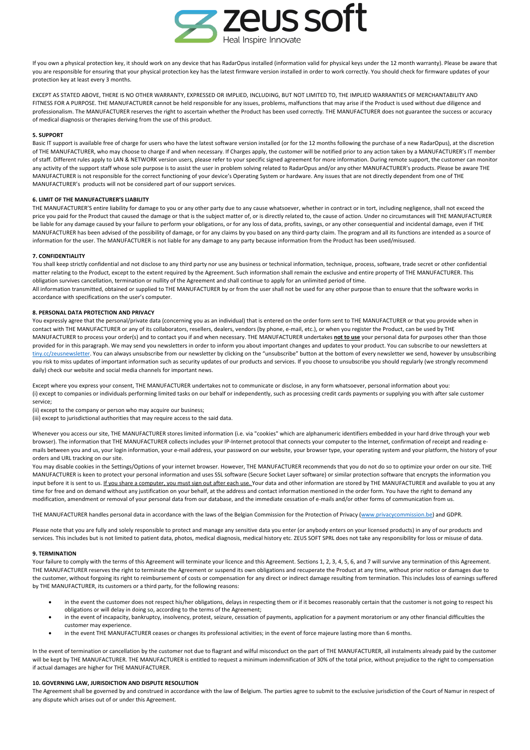If you own a physical protection key, it should work on any device that has RadarOpus installed (information valid for physical keys under the 12 month warranty). Please be aware that you are responsible for ensuring that your physical protection key has the latest firmware version installed in order to work correctly. You should check for firmware updates of your protection key at least every 3 months.

EXCEPT AS STATED ABOVE, THERE IS NO OTHER WARRANTY, EXPRESSED OR IMPLIED, INCLUDING, BUT NOT LIMITED TO, THE IMPLIED WARRANTIES OF MERCHANTABILITY AND FITNESS FOR A PURPOSE. THE MANUFACTURER cannot be held responsible for any issues, problems, malfunctions that may arise if the Product is used without due diligence and professionalism. The MANUFACTURER reserves the right to ascertain whether the Product has been used correctly. THE MANUFACTURER does not guarantee the success or accuracy of medical diagnosis or therapies deriving from the use of this product.

**5. SUPPORT**

Basic IT support is available free of charge for users who have the latest software version installed (or for the 12 months following the purchase of a new RadarOpus), at the discretion of THE MANUFACTURER, who may choose to charge if and when necessary. If Charges apply, the customer will be notified prior to any action taken by a MANUFACTURER's IT member of staff. Different rules apply to LAN & NETWORK version users, please refer to your specific signed agreement for more information. During remote support, the customer can monitor any activity of the support staff whose sole purpose is to assist the user in problem solving related to RadarOpus and/or any other MANUFACTURER's products. Please be aware THE MANUFACTURER is not responsible for the correct functioning of your device's Operating System or hardware. Any issues that are not directly dependent from one of THE MANUFACTURER's products will not be considered part of our support services.

**6. LIMIT OF THE MANUFACTURER'S LIABILITY**

THE MANUFACTURER'S entire liability for damage to you or any other party due to any cause whatsoever, whether in contract or in tort, including negligence, shall not exceed the price you paid for the Product that caused the damage or that is the subject matter of, or is directly related to, the cause of action. Under no circumstances will THE MANUFACTURER be liable for any damage caused by your failure to perform your obligations, or for any loss of data, profits, savings, or any other consequential and incidental damage, even if THE MANUFACTURER has been advised of the possibility of damage, or for any claims by you based on any third-party claim. The program and all its functions are intended as a source of information for the user. The MANUFACTURER is not liable for any damage to any party because information from the Product has been used/misused.

**7. CONFIDENTIALITY**

You shall keep strictly confidential and not disclose to any third party nor use any business or technical information, technique, process, software, trade secret or other confidential matter relating to the Product, except to the extent required by the Agreement. Such information shall remain the exclusive and entire property of THE MANUFACTURER. This obligation survives cancellation, termination or nullity of the Agreement and shall continue to apply for an unlimited period of time.
All information transmitted, obtained or supplied to THE MANUFACTURER by or from the user shall not be used for any other purpose than to ensure that the software works in accordance with specifications on the user's computer.

**8. PERSONAL DATA PROTECTION AND PRIVACY**

You expressly agree that the personal/private data (concerning you as an individual) that is entered on the order form sent to THE MANUFACTURER or that you provide when in contact with THE MANUFACTURER or any of its collaborators, resellers, dealers, vendors (by phone, e-mail, etc.), or when you register the Product, can be used by THE MANUFACTURER to process your order(s) and to contact you if and when necessary. THE MANUFACTURER undertakes **not to use** your personal data for purposes other than those provided for in this paragraph. We may send you newsletters in order to inform you about important changes and updates to your product. You can subscribe to our newsletters at tiny.cc/zeusnewsletter. You can always unsubscribe from our newsletter by clicking on the "unsubscribe" button at the bottom of every newsletter we send, however by unsubscribing you risk to miss updates of important information such as security updates of our products and services. If you choose to unsubscribe you should regularly (we strongly recommend daily) check our website and social media channels for important news.

Except where you express your consent, THE MANUFACTURER undertakes not to communicate or disclose, in any form whatsoever, personal information about you:
(i) except to companies or individuals performing limited tasks on our behalf or independently, such as processing credit cards payments or supplying you with after sale customer service;
(ii) except to the company or person who may acquire our business;
(iii) except to jurisdictional authorities that may require access to the said data.

Whenever you access our site, THE MANUFACTURER stores limited information (i.e. via "cookies" which are alphanumeric identifiers embedded in your hard drive through your web browser). The information that THE MANUFACTURER collects includes your IP-Internet protocol that connects your computer to the Internet, confirmation of receipt and reading e-mails between you and us, your login information, your e-mail address, your password on our website, your browser type, your operating system and your platform, the history of your orders and URL tracking on our site.
You may disable cookies in the Settings/Options of your internet browser. However, THE MANUFACTURER recommends that you do not do so to optimize your order on our site. THE MANUFACTURER is keen to protect your personal information and uses SSL software (Secure Socket Layer software) or similar protection software that encrypts the information you input before it is sent to us. <u>If you share a computer, you must sign out after each use.</u> Your data and other information are stored by THE MANUFACTURER and available to you at any time for free and on demand without any justification on your behalf, at the address and contact information mentioned in the order form. You have the right to demand any modification, amendment or removal of your personal data from our database, and the immediate cessation of e-mails and/or other forms of communication from us.

THE MANUFACTURER handles personal data in accordance with the laws of the Belgian Commission for the Protection of Privacy (www.privacycommission.be) and GDPR.

Please note that you are fully and solely responsible to protect and manage any sensitive data you enter (or anybody enters on your licensed products) in any of our products and services. This includes but is not limited to patient data, photos, medical diagnosis, medical history etc. ZEUS SOFT SPRL does not take any responsibility for loss or misuse of data.

**9. TERMINATION**

Your failure to comply with the terms of this Agreement will terminate your licence and this Agreement. Sections 1, 2, 3, 4, 5, 6, and 7 will survive any termination of this Agreement. THE MANUFACTURER reserves the right to terminate the Agreement or suspend its own obligations and recuperate the Product at any time, without prior notice or damages due to the customer, without forgoing its right to reimbursement of costs or compensation for any direct or indirect damage resulting from termination. This includes loss of earnings suffered by THE MANUFACTURER, its customers or a third party, for the following reasons:

- in the event the customer does not respect his/her obligations, delays in respecting them or if it becomes reasonably certain that the customer is not going to respect his obligations or will delay in doing so, according to the terms of the Agreement;
- in the event of incapacity, bankruptcy, insolvency, protest, seizure, cessation of payments, application for a payment moratorium or any other financial difficulties the customer may experience.
- in the event THE MANUFACTURER ceases or changes its professional activities; in the event of force majeure lasting more than 6 months.

In the event of termination or cancellation by the customer not due to flagrant and wilful misconduct on the part of THE MANUFACTURER, all instalments already paid by the customer will be kept by THE MANUFACTURER. THE MANUFACTURER is entitled to request a minimum indemnification of 30% of the total price, without prejudice to the right to compensation if actual damages are higher for THE MANUFACTURER.

**10. GOVERNING LAW, JURISDICTION AND DISPUTE RESOLUTION**

The Agreement shall be governed by and construed in accordance with the law of Belgium. The parties agree to submit to the exclusive jurisdiction of the Court of Namur in respect of any dispute which arises out of or under this Agreement.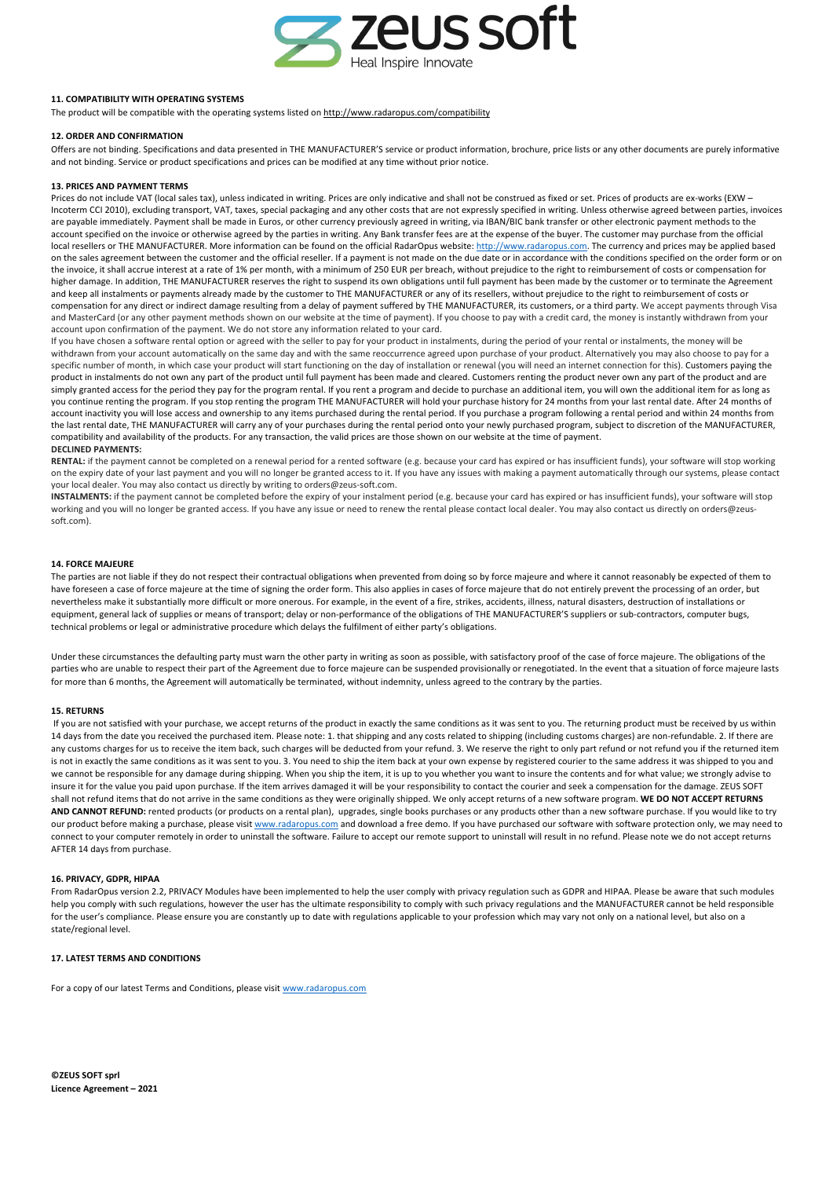### 11. COMPATIBILITY WITH OPERATING SYSTEMS

The product will be compatible with the operating systems listed on http://www.radaropus.com/compatibility

### 12. ORDER AND CONFIRMATION

Offers are not binding. Specifications and data presented in THE MANUFACTURER'S service or product information, brochure, price lists or any other documents are purely informative and not binding. Service or product specifications and prices can be modified at any time without prior notice.

### 13. PRICES AND PAYMENT TERMS

Prices do not include VAT (local sales tax), unless indicated in writing. Prices are only indicative and shall not be construed as fixed or set. Prices of products are ex-works (EXW – Incoterm CCI 2010), excluding transport, VAT, taxes, special packaging and any other costs that are not expressly specified in writing. Unless otherwise agreed between parties, invoices are payable immediately. Payment shall be made in Euros, or other currency previously agreed in writing, via IBAN/BIC bank transfer or other electronic payment methods to the account specified on the invoice or otherwise agreed by the parties in writing. Any Bank transfer fees are at the expense of the buyer. The customer may purchase from the official local resellers or THE MANUFACTURER. More information can be found on the official RadarOpus website: http://www.radaropus.com. The currency and prices may be applied based on the sales agreement between the customer and the official reseller. If a payment is not made on the due date or in accordance with the conditions specified on the order form or on the invoice, it shall accrue interest at a rate of 1% per month, with a minimum of 250 EUR per breach, without prejudice to the right to reimbursement of costs or compensation for higher damage. In addition, THE MANUFACTURER reserves the right to suspend its own obligations until full payment has been made by the customer or to terminate the Agreement and keep all instalments or payments already made by the customer to THE MANUFACTURER or any of its resellers, without prejudice to the right to reimbursement of costs or compensation for any direct or indirect damage resulting from a delay of payment suffered by THE MANUFACTURER, its customers, or a third party. We accept payments through Visa and MasterCard (or any other payment methods shown on our website at the time of payment). If you choose to pay with a credit card, the money is instantly withdrawn from your account upon confirmation of the payment. We do not store any information related to your card.

If you have chosen a software rental option or agreed with the seller to pay for your product in instalments, during the period of your rental or instalments, the money will be withdrawn from your account automatically on the same day and with the same reoccurrence agreed upon purchase of your product. Alternatively you may also choose to pay for a specific number of month, in which case your product will start functioning on the day of installation or renewal (you will need an internet connection for this). Customers paying the product in instalments do not own any part of the product until full payment has been made and cleared. Customers renting the product never own any part of the product and are simply granted access for the period they pay for the program rental. If you rent a program and decide to purchase an additional item, you will own the additional item for as long as you continue renting the program. If you stop renting the program THE MANUFACTURER will hold your purchase history for 24 months from your last rental date. After 24 months of account inactivity you will lose access and ownership to any items purchased during the rental period. If you purchase a program following a rental period and within 24 months from the last rental date, THE MANUFACTURER will carry any of your purchases during the rental period onto your newly purchased program, subject to discretion of the MANUFACTURER, compatibility and availability of the products. For any transaction, the valid prices are those shown on our website at the time of payment.

**DECLINED PAYMENTS:**

**RENTAL:** if the payment cannot be completed on a renewal period for a rented software (e.g. because your card has expired or has insufficient funds), your software will stop working on the expiry date of your last payment and you will no longer be granted access to it. If you have any issues with making a payment automatically through our systems, please contact your local dealer. You may also contact us directly by writing to orders@zeus-soft.com.

**INSTALMENTS:** if the payment cannot be completed before the expiry of your instalment period (e.g. because your card has expired or has insufficient funds), your software will stop working and you will no longer be granted access. If you have any issue or need to renew the rental please contact local dealer. You may also contact us directly on orders@zeus-soft.com).

### 14. FORCE MAJEURE

The parties are not liable if they do not respect their contractual obligations when prevented from doing so by force majeure and where it cannot reasonably be expected of them to have foreseen a case of force majeure at the time of signing the order form. This also applies in cases of force majeure that do not entirely prevent the processing of an order, but nevertheless make it substantially more difficult or more onerous. For example, in the event of a fire, strikes, accidents, illness, natural disasters, destruction of installations or equipment, general lack of supplies or means of transport; delay or non-performance of the obligations of THE MANUFACTURER'S suppliers or sub-contractors, computer bugs, technical problems or legal or administrative procedure which delays the fulfilment of either party's obligations.

Under these circumstances the defaulting party must warn the other party in writing as soon as possible, with satisfactory proof of the case of force majeure. The obligations of the parties who are unable to respect their part of the Agreement due to force majeure can be suspended provisionally or renegotiated. In the event that a situation of force majeure lasts for more than 6 months, the Agreement will automatically be terminated, without indemnity, unless agreed to the contrary by the parties.

### 15. RETURNS

If you are not satisfied with your purchase, we accept returns of the product in exactly the same conditions as it was sent to you. The returning product must be received by us within 14 days from the date you received the purchased item. Please note: 1. that shipping and any costs related to shipping (including customs charges) are non-refundable. 2. If there are any customs charges for us to receive the item back, such charges will be deducted from your refund. 3. We reserve the right to only part refund or not refund you if the returned item is not in exactly the same conditions as it was sent to you. 3. You need to ship the item back at your own expense by registered courier to the same address it was shipped to you and we cannot be responsible for any damage during shipping. When you ship the item, it is up to you whether you want to insure the contents and for what value; we strongly advise to insure it for the value you paid upon purchase. If the item arrives damaged it will be your responsibility to contact the courier and seek a compensation for the damage. ZEUS SOFT shall not refund items that do not arrive in the same conditions as they were originally shipped. We only accept returns of a new software program. **WE DO NOT ACCEPT RETURNS AND CANNOT REFUND:** rented products (or products on a rental plan), upgrades, single books purchases or any products other than a new software purchase. If you would like to try our product before making a purchase, please visit www.radaropus.com and download a free demo. If you have purchased our software with software protection only, we may need to connect to your computer remotely in order to uninstall the software. Failure to accept our remote support to uninstall will result in no refund. Please note we do not accept returns AFTER 14 days from purchase.

### 16. PRIVACY, GDPR, HIPAA

From RadarOpus version 2.2, PRIVACY Modules have been implemented to help the user comply with privacy regulation such as GDPR and HIPAA. Please be aware that such modules help you comply with such regulations, however the user has the ultimate responsibility to comply with such privacy regulations and the MANUFACTURER cannot be held responsible for the user's compliance. Please ensure you are constantly up to date with regulations applicable to your profession which may vary not only on a national level, but also on a state/regional level.

### 17. LATEST TERMS AND CONDITIONS

For a copy of our latest Terms and Conditions, please visit www.radaropus.com

**©ZEUS SOFT sprl**
**Licence Agreement – 2021**